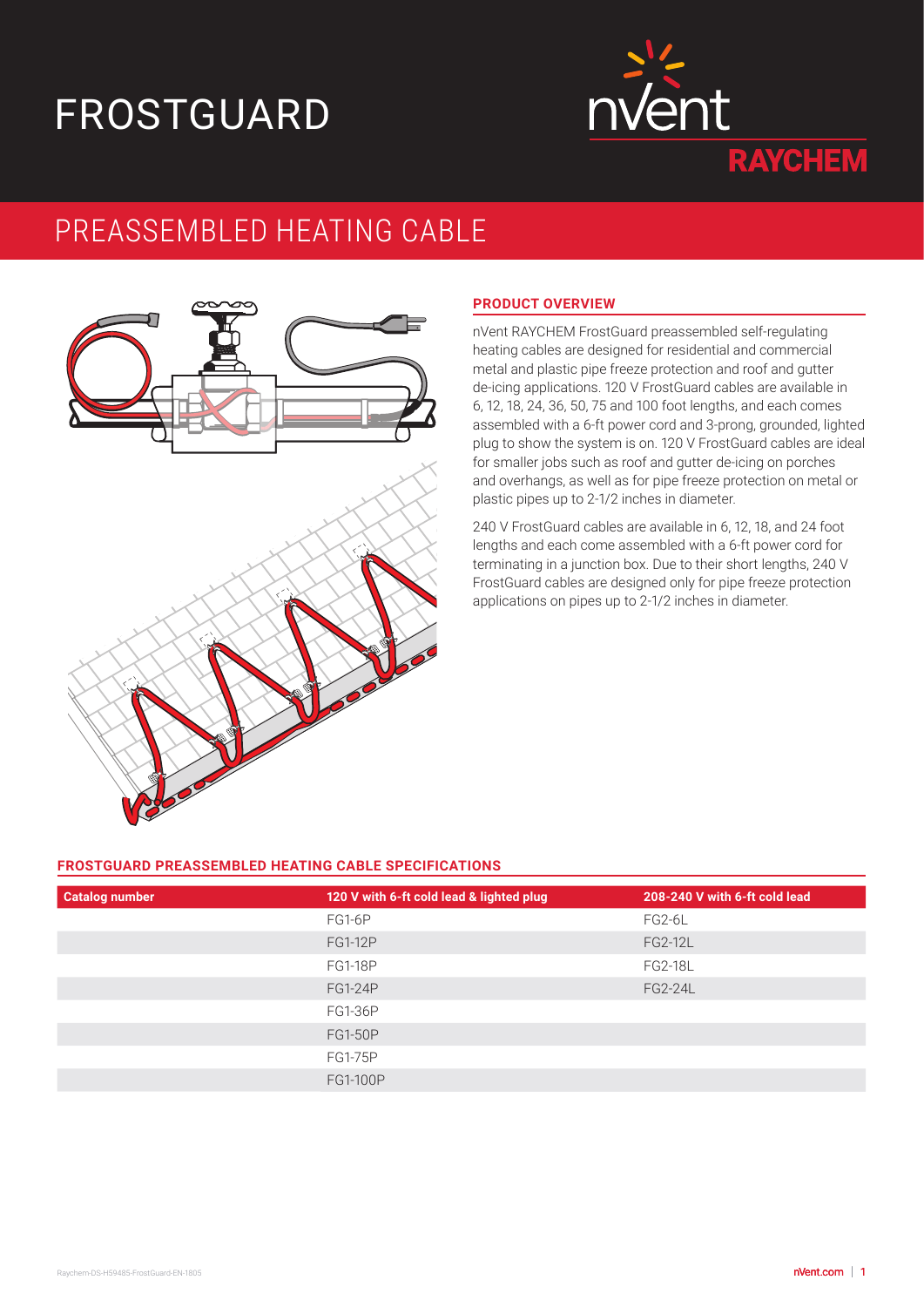# FROSTGUARD

## PREASSEMBLED HEATING CABLE

### PRODUCT OVERVIEW

nVent RAYCHEM FrostGuard preassembled self-regulating heating cables are designed for residential and commercial metal and plastic pipe freeze protection and roof and gutter de-icing applications. 120 V FrostGuard cables are available in 6, 12, 18, 24, 36, 50, 75 and 100 foot lengths, and each comes assembled with a 6-ft power cord and 3-prong, grounded, lighted plug to show the system is on. 120 V FrostGuard cables are ideal for smaller jobs such as roof and gutter de-icing on porches and overhangs, as well as for pipe freeze protection on metal or plastic pipes up to 2-1/2 inches in diameter.

240 V FrostGuard cables are available in 6, 12, 18, and 24 foot lengths and each come assembled with a 6-ft power cord for terminating in a junction box. Due to their short lengths, 240 V FrostGuard cables are designed only for pipe freeze protection applications on pipes up to 2-1/2 inches in diameter.

### FROSTGUARD PREASSEMBLED HEATING CABLE SPECIFICATIONS

| Catalog number | 120 V with 6-ft cold lead & lighted plug | 208-240 V with 6-ft cold lead |
|---|---|---|
| | FG1-6P | FG2-6L |
| | FG1-12P | FG2-12L |
| | FG1-18P | FG2-18L |
| | FG1-24P | FG2-24L |
| | FG1-36P | |
| | FG1-50P | |
| | FG1-75P | |
| | FG1-100P | |

Raychem-DS-H59485-FrostGuard-EN-1805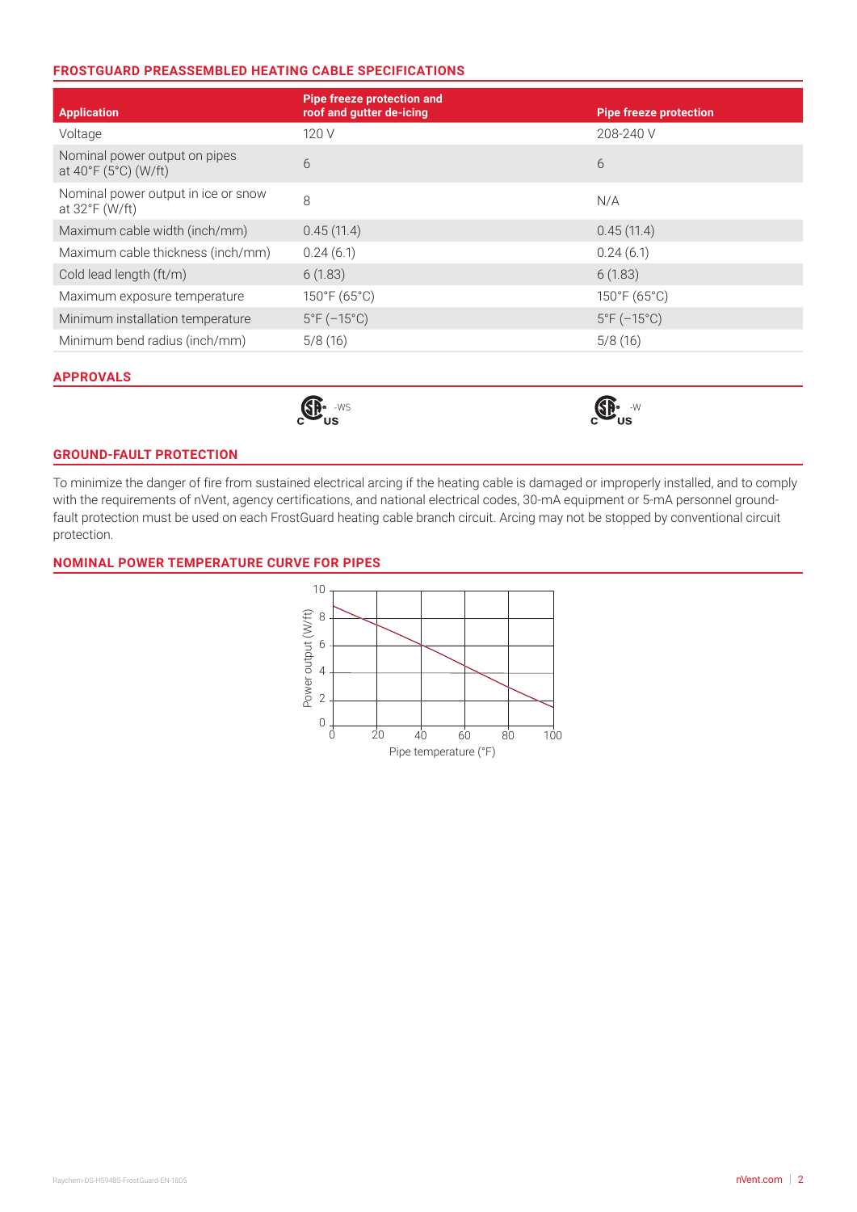## FROSTGUARD PREASSEMBLED HEATING CABLE SPECIFICATIONS

| Application | Pipe freeze protection and roof and gutter de-icing | Pipe freeze protection |
|---|---|---|
| Voltage | 120 V | 208-240 V |
| Nominal power output on pipes at 40°F (5°C) (W/ft) | 6 | 6 |
| Nominal power output in ice or snow at 32°F (W/ft) | 8 | N/A |
| Maximum cable width (inch/mm) | 0.45 (11.4) | 0.45 (11.4) |
| Maximum cable thickness (inch/mm) | 0.24 (6.1) | 0.24 (6.1) |
| Cold lead length (ft/m) | 6 (1.83) | 6 (1.83) |
| Maximum exposure temperature | 150°F (65°C) | 150°F (65°C) |
| Minimum installation temperature | 5°F (–15°C) | 5°F (–15°C) |
| Minimum bend radius (inch/mm) | 5/8 (16) | 5/8 (16) |

## APPROVALS

| | Pipe freeze protection and roof and gutter de-icing | Pipe freeze protection |
|---|---|---|
| | CSA C US -WS | CSA C US -W |

## GROUND-FAULT PROTECTION

To minimize the danger of fire from sustained electrical arcing if the heating cable is damaged or improperly installed, and to comply with the requirements of nVent, agency certifications, and national electrical codes, 30-mA equipment or 5-mA personnel ground-fault protection must be used on each FrostGuard heating cable branch circuit. Arcing may not be stopped by conventional circuit protection.

## NOMINAL POWER TEMPERATURE CURVE FOR PIPES

Power output (W/ft): 0, 2, 4, 6, 8, 10

Pipe temperature (°F): 0, 20, 40, 60, 80, 100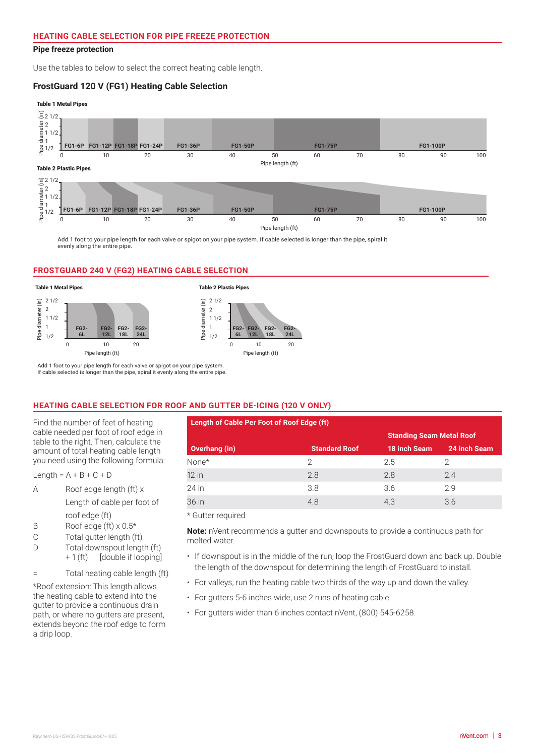## HEATING CABLE SELECTION FOR PIPE FREEZE PROTECTION

### Pipe freeze protection

Use the tables to below to select the correct heating cable length.

### FrostGuard 120 V (FG1) Heating Cable Selection

**Table 1 Metal Pipes**

Pipe diameter (in): 1/2, 1, 1 1/2, 2, 2 1/2

FG1-6P | FG1-12P | FG1-18P | FG1-24P | FG1-36P | FG1-50P | FG1-75P | FG1-100P

Pipe length (ft): 0, 10, 20, 30, 40, 50, 60, 70, 80, 90, 100

**Table 2 Plastic Pipes**

Pipe diameter (in): 1/2, 1, 1 1/2, 2, 2 1/2

FG1-6P | FG1-12P | FG1-18P | FG1-24P | FG1-36P | FG1-50P | FG1-75P | FG1-100P

Pipe length (ft): 0, 10, 20, 30, 40, 50, 60, 70, 80, 90, 100

Add 1 foot to your pipe length for each valve or spigot on your pipe system. If cable selected is longer than the pipe, spiral it evenly along the entire pipe.

## FROSTGUARD 240 V (FG2) HEATING CABLE SELECTION

**Table 1 Metal Pipes**

Pipe diameter (in): 1/2, 1, 1 1/2, 2, 2 1/2

FG2-6L | FG2-12L | FG2-18L | FG2-24L

Pipe length (ft): 0, 10, 20

**Table 2 Plastic Pipes**

Pipe diameter (in): 1/2, 1, 1 1/2, 2, 2 1/2

FG2-6L | FG2-12L | FG2-18L | FG2-24L

Pipe length (ft): 0, 10, 20

Add 1 foot to your pipe length for each valve or spigot on your pipe system.
If cable selected is longer than the pipe, spiral it evenly along the entire pipe.

## HEATING CABLE SELECTION FOR ROOF AND GUTTER DE-ICING (120 V ONLY)

Find the number of feet of heating cable needed per foot of roof edge in table to the right. Then, calculate the amount of total heating cable length you need using the following formula:

Length = A + B + C + D

| | |
|---|---|
| A | Roof edge length (ft) x Length of cable per foot of roof edge (ft) |
| B | Roof edge (ft) x 0.5* |
| C | Total gutter length (ft) |
| D | Total downspout length (ft) + 1 (ft) [double if looping] |
| = | Total heating cable length (ft) |

*Roof extension: This length allows the heating cable to extend into the gutter to provide a continuous drain path, or where no gutters are present, extends beyond the roof edge to form a drip loop.

**Length of Cable Per Foot of Roof Edge (ft)**

| | | Standing Seam Metal Roof | |
|---|---|---|---|
| **Overhang (in)** | **Standard Roof** | **18 inch Seam** | **24 inch Seam** |
| None* | 2 | 2.5 | 2 |
| 12 in | 2.8 | 2.8 | 2.4 |
| 24 in | 3.8 | 3.6 | 2.9 |
| 36 in | 4.8 | 4.3 | 3.6 |

* Gutter required

**Note:** nVent recommends a gutter and downspouts to provide a continuous path for melted water.

- If downspout is in the middle of the run, loop the FrostGuard down and back up. Double the length of the downspout for determining the length of FrostGuard to install.
- For valleys, run the heating cable two thirds of the way up and down the valley.
- For gutters 5-6 inches wide, use 2 runs of heating cable.
- For gutters wider than 6 inches contact nVent, (800) 545-6258.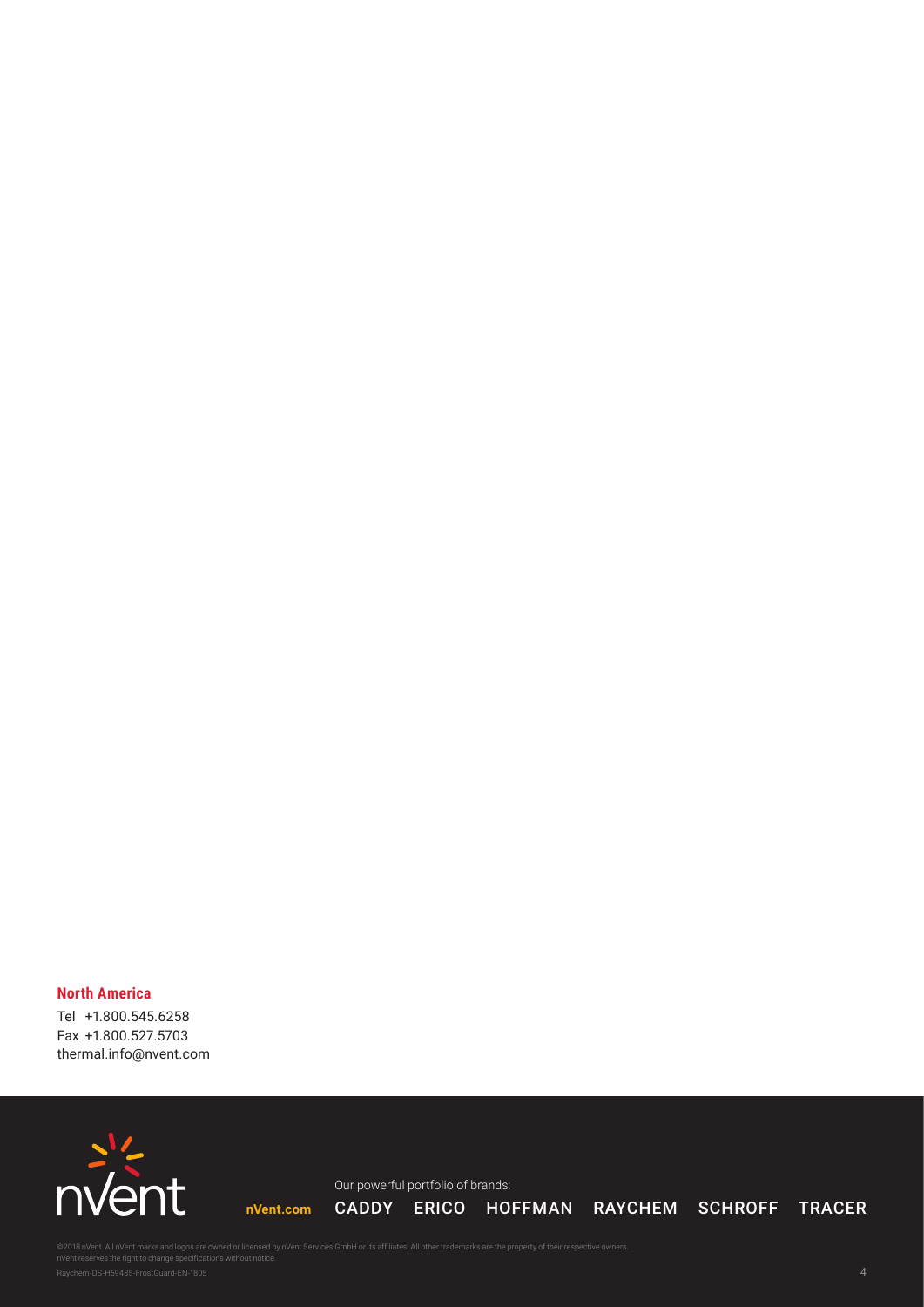**North America**

Tel +1.800.545.6258
Fax +1.800.527.5703
thermal.info@nvent.com

nVent

Our powerful portfolio of brands:

**nVent.com** CADDY ERICO HOFFMAN RAYCHEM SCHROFF TRACER

©2018 nVent. All nVent marks and logos are owned or licensed by nVent Services GmbH or its affiliates. All other trademarks are the property of their respective owners.
nVent reserves the right to change specifications without notice.

Raychem-DS-H59485-FrostGuard-EN-1805